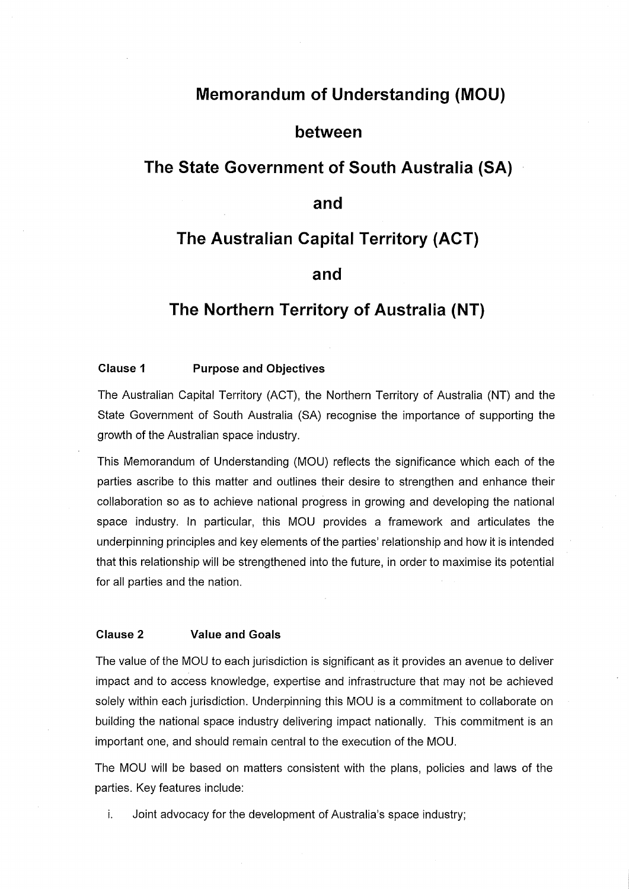# Memorandum of Understanding (MOU)

# between

# The State Government of South Australia (SA)

# and

# The Australian Capital Territory (ACT)

# and

# The Northern Territory of Australia (NT)

**Clause 1 Purpose and Objectives**

The Australian Capital Territory (ACT), the Northern Territory of Australia (NT) and the State Government of South Australia (SA) recognise the importance of supporting the growth of the Australian space industry.

This Memorandum of Understanding (MOU) reflects the significance which each of the parties ascribe to this matter and outlines their desire to strengthen and enhance their collaboration so as to achieve national progress in growing and developing the national space industry. In particular, this MOU provides a framework and articulates the underpinning principles and key elements of the parties' relationship and how it is intended that this relationship will be strengthened into the future, in order to maximise its potential for all parties and the nation.

**Clause 2 Value and Goals**

The value of the MOU to each jurisdiction is significant as it provides an avenue to deliver impact and to access knowledge, expertise and infrastructure that may not be achieved solely within each jurisdiction. Underpinning this MOU is a commitment to collaborate on building the national space industry delivering impact nationally. This commitment is an important one, and should remain central to the execution of the MOU.

The MOU will be based on matters consistent with the plans, policies and laws of the parties. Key features include:

i. Joint advocacy for the development of Australia's space industry;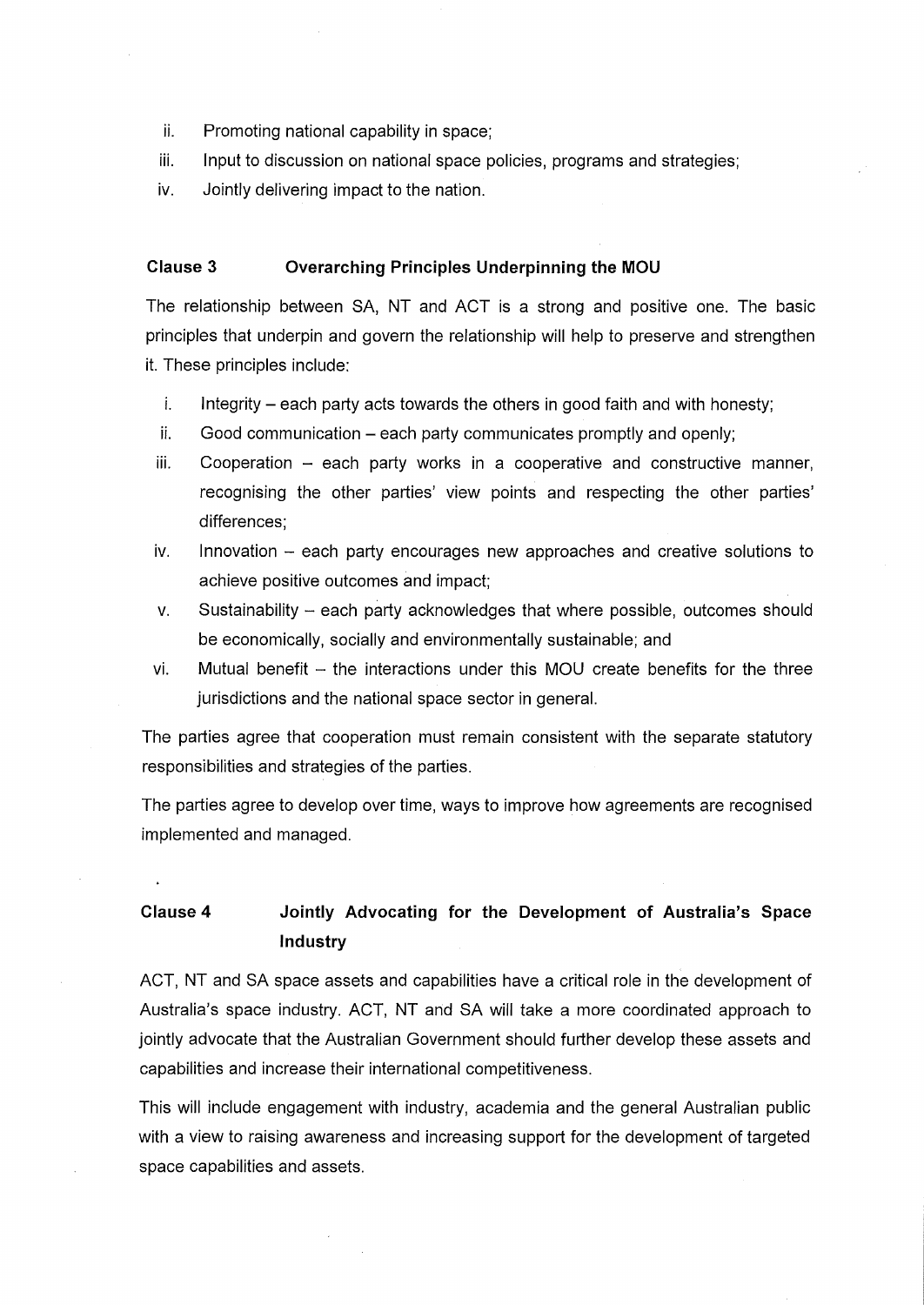ii. Promoting national capability in space;
iii. Input to discussion on national space policies, programs and strategies;
iv. Jointly delivering impact to the nation.

## Clause 3 Overarching Principles Underpinning the MOU

The relationship between SA, NT and ACT is a strong and positive one. The basic principles that underpin and govern the relationship will help to preserve and strengthen it. These principles include:

i. Integrity – each party acts towards the others in good faith and with honesty;
ii. Good communication – each party communicates promptly and openly;
iii. Cooperation – each party works in a cooperative and constructive manner, recognising the other parties' view points and respecting the other parties' differences;
iv. Innovation – each party encourages new approaches and creative solutions to achieve positive outcomes and impact;
v. Sustainability – each party acknowledges that where possible, outcomes should be economically, socially and environmentally sustainable; and
vi. Mutual benefit – the interactions under this MOU create benefits for the three jurisdictions and the national space sector in general.

The parties agree that cooperation must remain consistent with the separate statutory responsibilities and strategies of the parties.

The parties agree to develop over time, ways to improve how agreements are recognised implemented and managed.

## Clause 4 Jointly Advocating for the Development of Australia's Space Industry

ACT, NT and SA space assets and capabilities have a critical role in the development of Australia's space industry. ACT, NT and SA will take a more coordinated approach to jointly advocate that the Australian Government should further develop these assets and capabilities and increase their international competitiveness.

This will include engagement with industry, academia and the general Australian public with a view to raising awareness and increasing support for the development of targeted space capabilities and assets.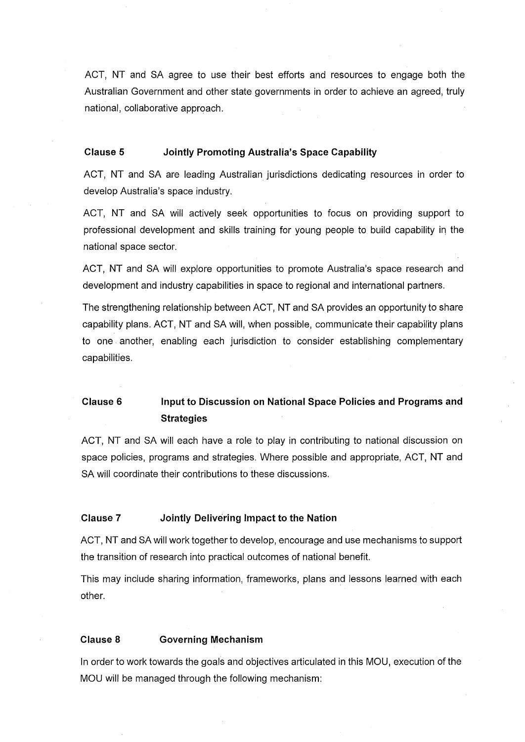ACT, NT and SA agree to use their best efforts and resources to engage both the Australian Government and other state governments in order to achieve an agreed, truly national, collaborative approach.

### Clause 5 Jointly Promoting Australia's Space Capability

ACT, NT and SA are leading Australian jurisdictions dedicating resources in order to develop Australia's space industry.

ACT, NT and SA will actively seek opportunities to focus on providing support to professional development and skills training for young people to build capability in the national space sector.

ACT, NT and SA will explore opportunities to promote Australia's space research and development and industry capabilities in space to regional and international partners.

The strengthening relationship between ACT, NT and SA provides an opportunity to share capability plans. ACT, NT and SA will, when possible, communicate their capability plans to one another, enabling each jurisdiction to consider establishing complementary capabilities.

### Clause 6 Input to Discussion on National Space Policies and Programs and Strategies

ACT, NT and SA will each have a role to play in contributing to national discussion on space policies, programs and strategies. Where possible and appropriate, ACT, NT and SA will coordinate their contributions to these discussions.

### Clause 7 Jointly Delivering Impact to the Nation

ACT, NT and SA will work together to develop, encourage and use mechanisms to support the transition of research into practical outcomes of national benefit.

This may include sharing information, frameworks, plans and lessons learned with each other.

### Clause 8 Governing Mechanism

In order to work towards the goals and objectives articulated in this MOU, execution of the MOU will be managed through the following mechanism: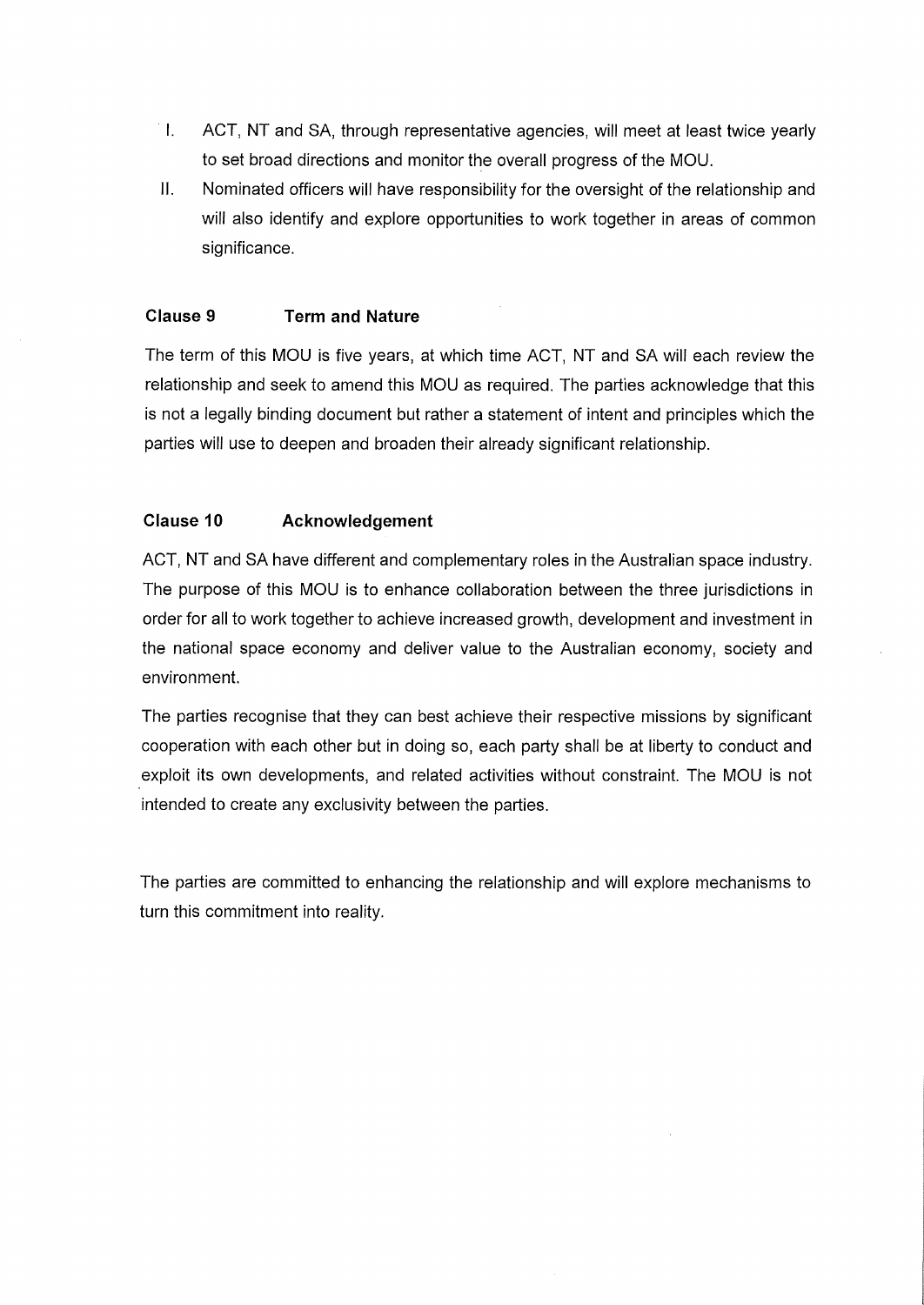I. ACT, NT and SA, through representative agencies, will meet at least twice yearly to set broad directions and monitor the overall progress of the MOU.

II. Nominated officers will have responsibility for the oversight of the relationship and will also identify and explore opportunities to work together in areas of common significance.

**Clause 9 Term and Nature**

The term of this MOU is five years, at which time ACT, NT and SA will each review the relationship and seek to amend this MOU as required. The parties acknowledge that this is not a legally binding document but rather a statement of intent and principles which the parties will use to deepen and broaden their already significant relationship.

**Clause 10 Acknowledgement**

ACT, NT and SA have different and complementary roles in the Australian space industry. The purpose of this MOU is to enhance collaboration between the three jurisdictions in order for all to work together to achieve increased growth, development and investment in the national space economy and deliver value to the Australian economy, society and environment.

The parties recognise that they can best achieve their respective missions by significant cooperation with each other but in doing so, each party shall be at liberty to conduct and exploit its own developments, and related activities without constraint. The MOU is not intended to create any exclusivity between the parties.

The parties are committed to enhancing the relationship and will explore mechanisms to turn this commitment into reality.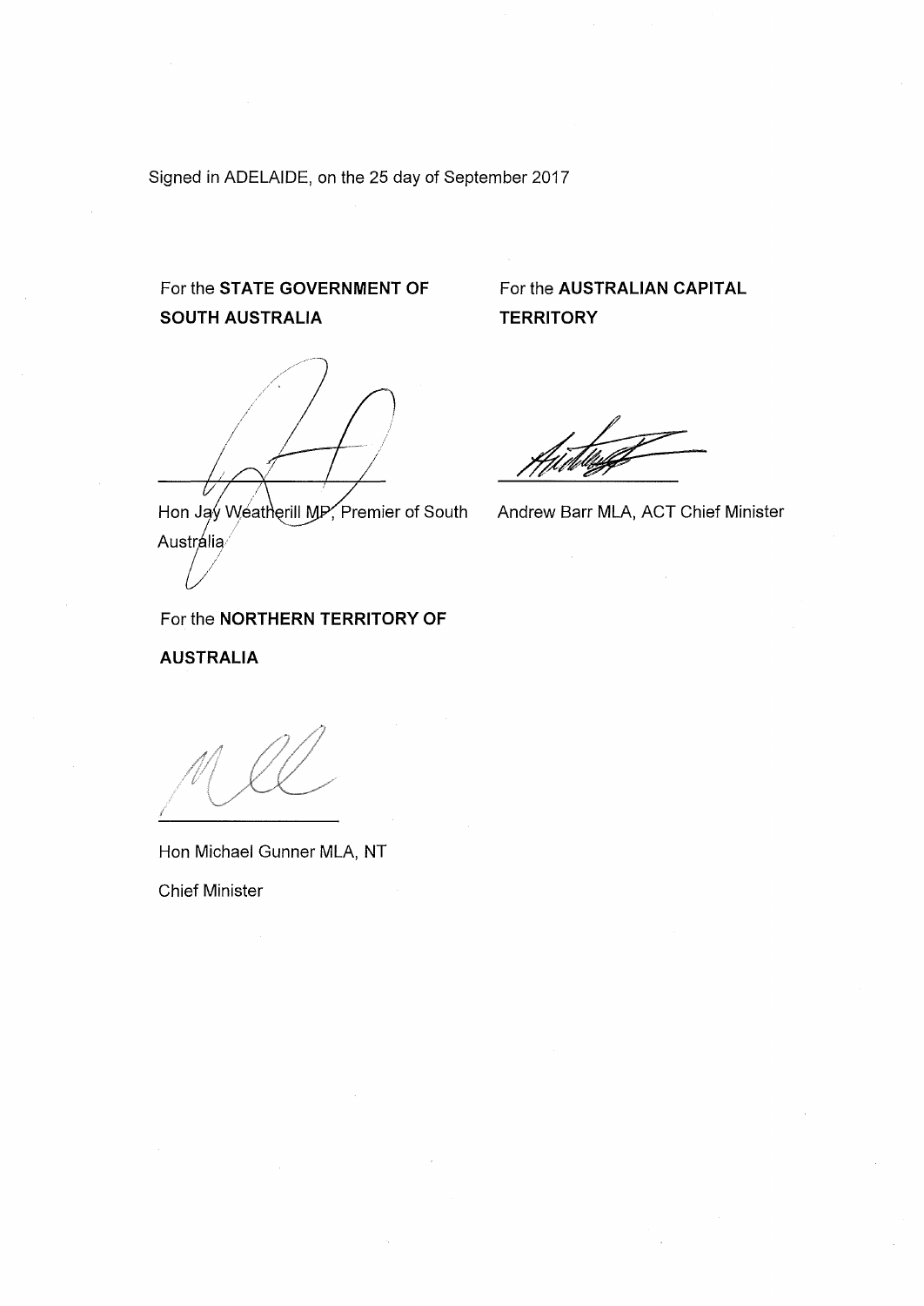Signed in ADELAIDE, on the 25 day of September 2017

For the **STATE GOVERNMENT OF SOUTH AUSTRALIA**

Hon Jay Weatherill MP, Premier of South Australia

For the **AUSTRALIAN CAPITAL TERRITORY**

Andrew Barr MLA, ACT Chief Minister

For the **NORTHERN TERRITORY OF AUSTRALIA**

Hon Michael Gunner MLA, NT Chief Minister